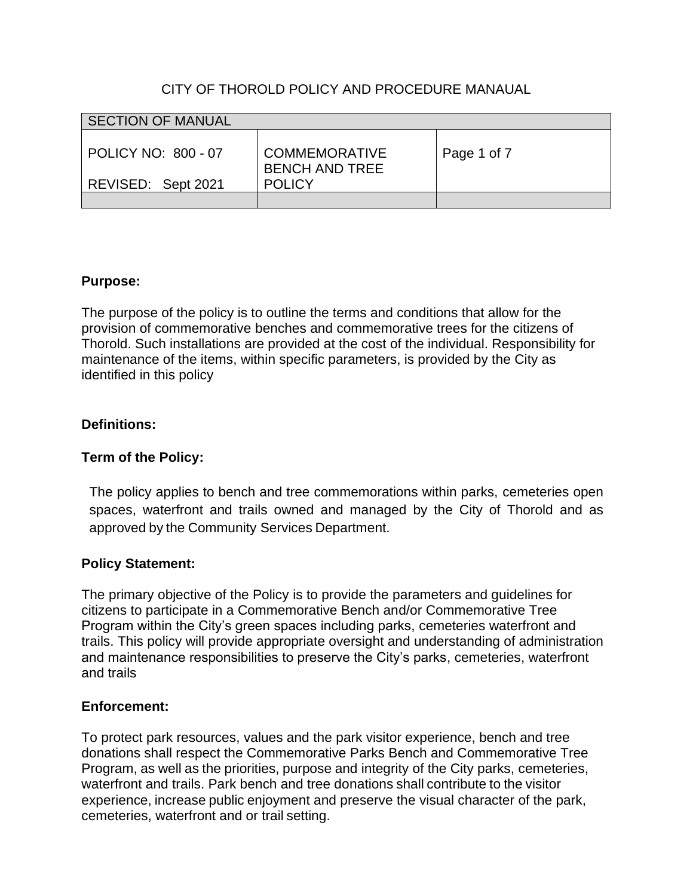CITY OF THOROLD POLICY AND PROCEDURE MANAUAL

| SECTION OF MANUAL | | |
|---|---|---|
| POLICY NO: 800 - 07<br><br>REVISED: Sept 2021 | COMMEMORATIVE BENCH AND TREE POLICY | Page 1 of 7 |
| | | |

**Purpose:**

The purpose of the policy is to outline the terms and conditions that allow for the provision of commemorative benches and commemorative trees for the citizens of Thorold. Such installations are provided at the cost of the individual. Responsibility for maintenance of the items, within specific parameters, is provided by the City as identified in this policy

**Definitions:**

**Term of the Policy:**

The policy applies to bench and tree commemorations within parks, cemeteries open spaces, waterfront and trails owned and managed by the City of Thorold and as approved by the Community Services Department.

**Policy Statement:**

The primary objective of the Policy is to provide the parameters and guidelines for citizens to participate in a Commemorative Bench and/or Commemorative Tree Program within the City's green spaces including parks, cemeteries waterfront and trails. This policy will provide appropriate oversight and understanding of administration and maintenance responsibilities to preserve the City's parks, cemeteries, waterfront and trails

**Enforcement:**

To protect park resources, values and the park visitor experience, bench and tree donations shall respect the Commemorative Parks Bench and Commemorative Tree Program, as well as the priorities, purpose and integrity of the City parks, cemeteries, waterfront and trails. Park bench and tree donations shall contribute to the visitor experience, increase public enjoyment and preserve the visual character of the park, cemeteries, waterfront and or trail setting.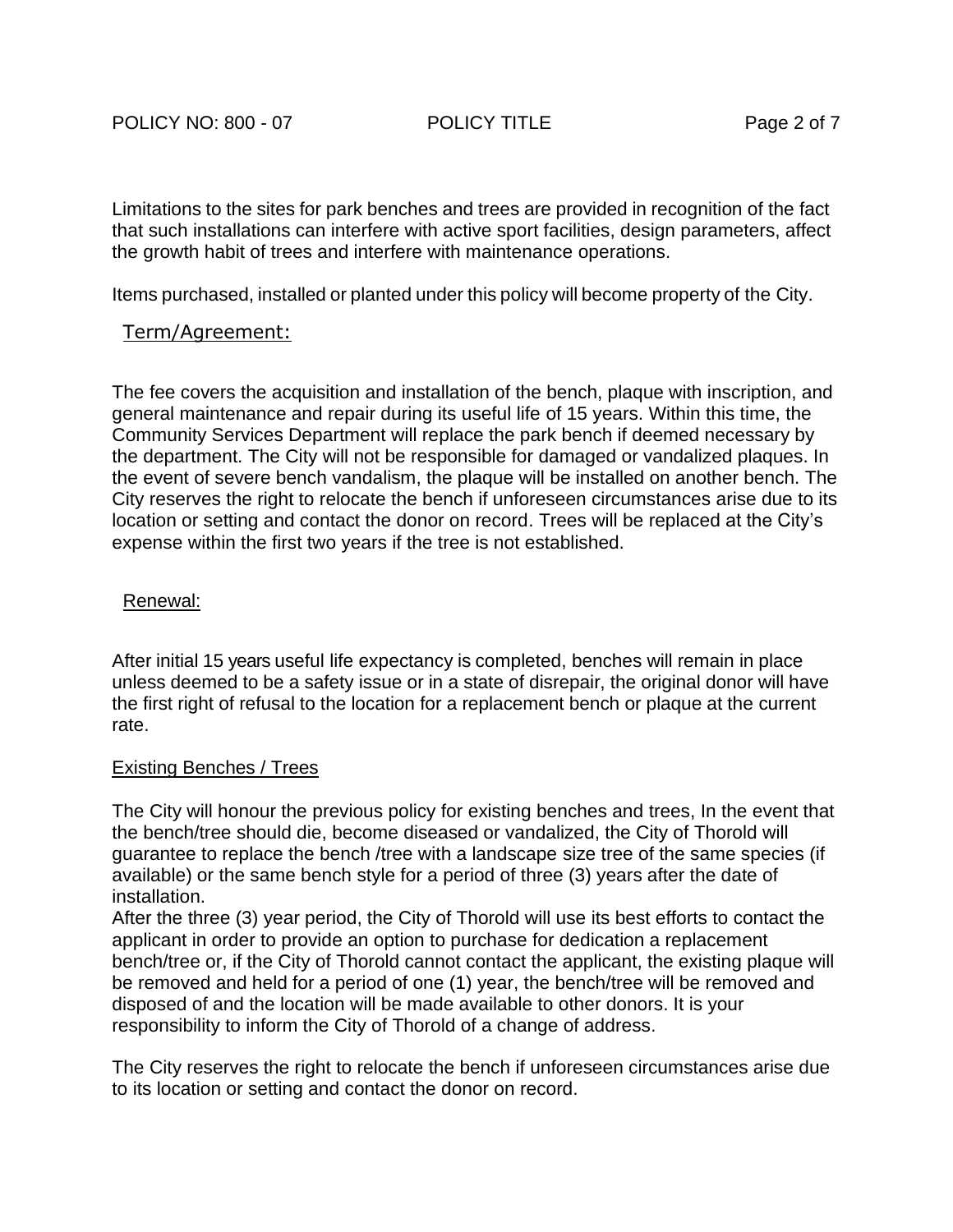Limitations to the sites for park benches and trees are provided in recognition of the fact that such installations can interfere with active sport facilities, design parameters, affect the growth habit of trees and interfere with maintenance operations.

Items purchased, installed or planted under this policy will become property of the City.

## Term/Agreement:

The fee covers the acquisition and installation of the bench, plaque with inscription, and general maintenance and repair during its useful life of 15 years. Within this time, the Community Services Department will replace the park bench if deemed necessary by the department. The City will not be responsible for damaged or vandalized plaques. In the event of severe bench vandalism, the plaque will be installed on another bench. The City reserves the right to relocate the bench if unforeseen circumstances arise due to its location or setting and contact the donor on record. Trees will be replaced at the City's expense within the first two years if the tree is not established.

## Renewal:

After initial 15 years useful life expectancy is completed, benches will remain in place unless deemed to be a safety issue or in a state of disrepair, the original donor will have the first right of refusal to the location for a replacement bench or plaque at the current rate.

## Existing Benches / Trees

The City will honour the previous policy for existing benches and trees, In the event that the bench/tree should die, become diseased or vandalized, the City of Thorold will guarantee to replace the bench /tree with a landscape size tree of the same species (if available) or the same bench style for a period of three (3) years after the date of installation.

After the three (3) year period, the City of Thorold will use its best efforts to contact the applicant in order to provide an option to purchase for dedication a replacement bench/tree or, if the City of Thorold cannot contact the applicant, the existing plaque will be removed and held for a period of one (1) year, the bench/tree will be removed and disposed of and the location will be made available to other donors. It is your responsibility to inform the City of Thorold of a change of address.

The City reserves the right to relocate the bench if unforeseen circumstances arise due to its location or setting and contact the donor on record.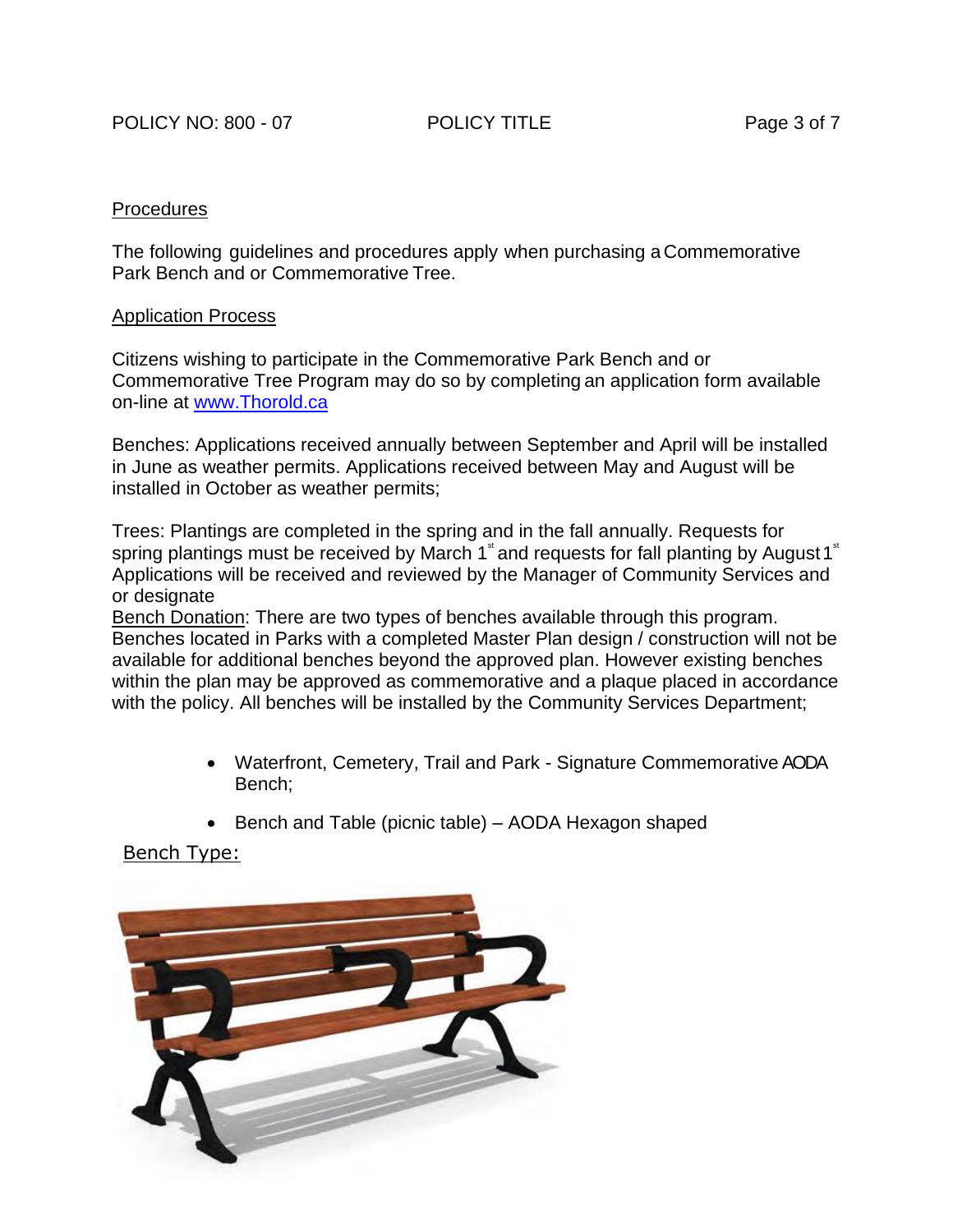## Procedures

The following guidelines and procedures apply when purchasing a Commemorative Park Bench and or Commemorative Tree.

### Application Process

Citizens wishing to participate in the Commemorative Park Bench and or Commemorative Tree Program may do so by completing an application form available on-line at [www.Thorold.ca](http://www.Thorold.ca)

Benches: Applications received annually between September and April will be installed in June as weather permits. Applications received between May and August will be installed in October as weather permits;

Trees: Plantings are completed in the spring and in the fall annually. Requests for spring plantings must be received by March 1st and requests for fall planting by August 1st Applications will be received and reviewed by the Manager of Community Services and or designate

Bench Donation: There are two types of benches available through this program. Benches located in Parks with a completed Master Plan design / construction will not be available for additional benches beyond the approved plan. However existing benches within the plan may be approved as commemorative and a plaque placed in accordance with the policy. All benches will be installed by the Community Services Department;

- Waterfront, Cemetery, Trail and Park - Signature Commemorative AODA Bench;
- Bench and Table (picnic table) – AODA Hexagon shaped

Bench Type: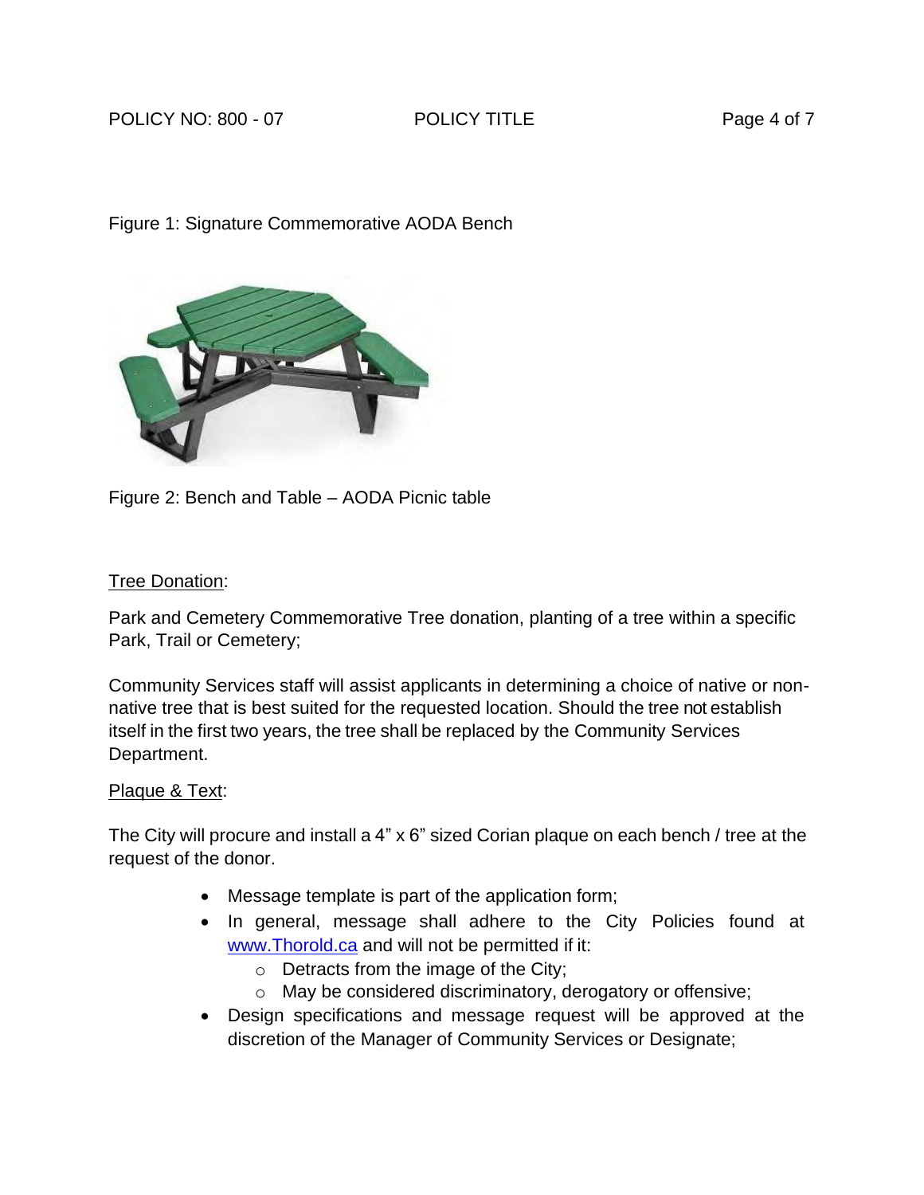Figure 1: Signature Commemorative AODA Bench

Figure 2: Bench and Table – AODA Picnic table

Tree Donation:

Park and Cemetery Commemorative Tree donation, planting of a tree within a specific Park, Trail or Cemetery;

Community Services staff will assist applicants in determining a choice of native or non-native tree that is best suited for the requested location. Should the tree not establish itself in the first two years, the tree shall be replaced by the Community Services Department.

Plaque & Text:

The City will procure and install a 4" x 6" sized Corian plaque on each bench / tree at the request of the donor.

- Message template is part of the application form;
- In general, message shall adhere to the City Policies found at www.Thorold.ca and will not be permitted if it:
  - Detracts from the image of the City;
  - May be considered discriminatory, derogatory or offensive;
- Design specifications and message request will be approved at the discretion of the Manager of Community Services or Designate;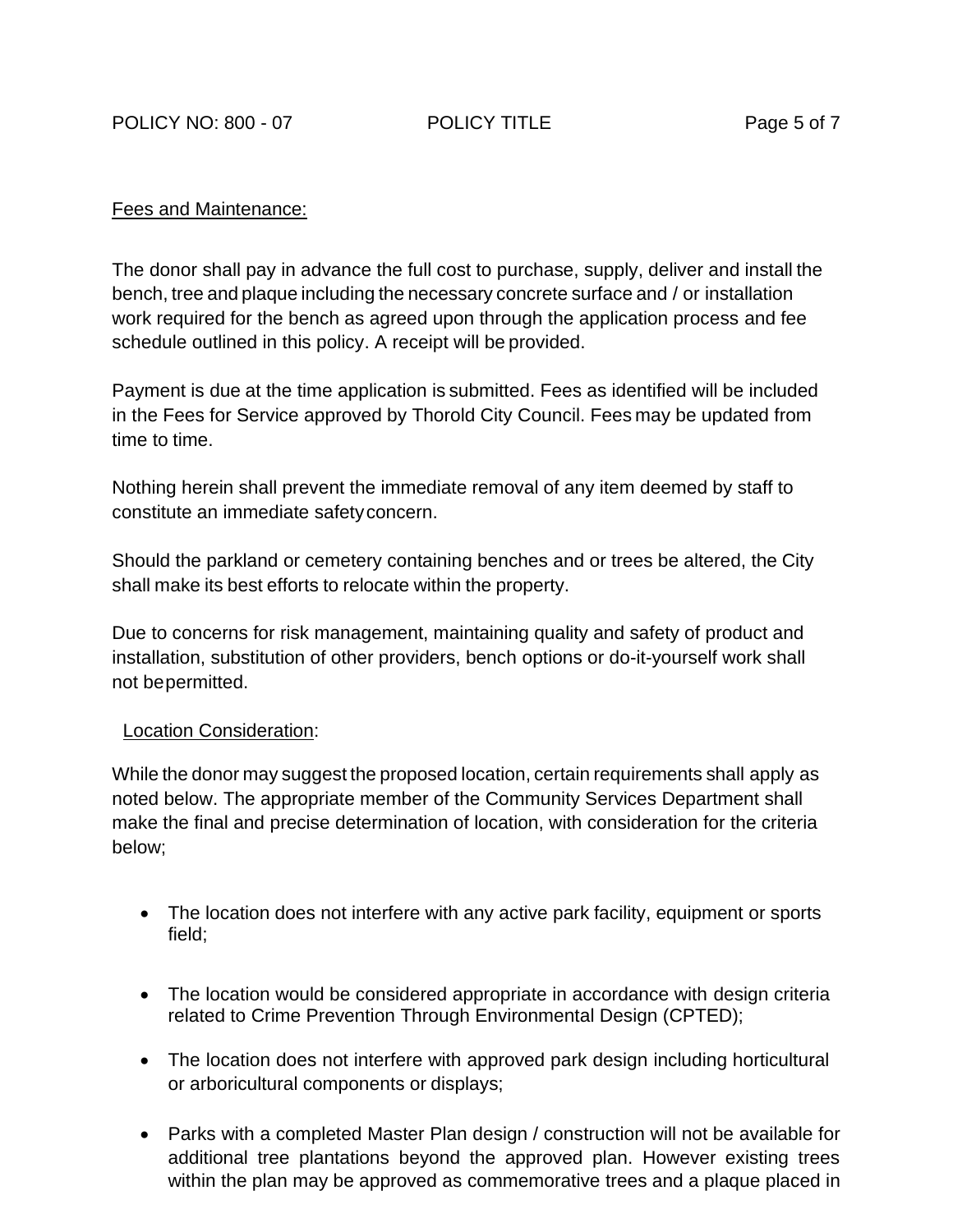Fees and Maintenance:

The donor shall pay in advance the full cost to purchase, supply, deliver and install the bench, tree and plaque including the necessary concrete surface and / or installation work required for the bench as agreed upon through the application process and fee schedule outlined in this policy. A receipt will be provided.

Payment is due at the time application is submitted. Fees as identified will be included in the Fees for Service approved by Thorold City Council. Fees may be updated from time to time.

Nothing herein shall prevent the immediate removal of any item deemed by staff to constitute an immediate safety concern.

Should the parkland or cemetery containing benches and or trees be altered, the City shall make its best efforts to relocate within the property.

Due to concerns for risk management, maintaining quality and safety of product and installation, substitution of other providers, bench options or do-it-yourself work shall not be permitted.

Location Consideration:

While the donor may suggest the proposed location, certain requirements shall apply as noted below. The appropriate member of the Community Services Department shall make the final and precise determination of location, with consideration for the criteria below;

- The location does not interfere with any active park facility, equipment or sports field;
- The location would be considered appropriate in accordance with design criteria related to Crime Prevention Through Environmental Design (CPTED);
- The location does not interfere with approved park design including horticultural or arboricultural components or displays;
- Parks with a completed Master Plan design / construction will not be available for additional tree plantations beyond the approved plan. However existing trees within the plan may be approved as commemorative trees and a plaque placed in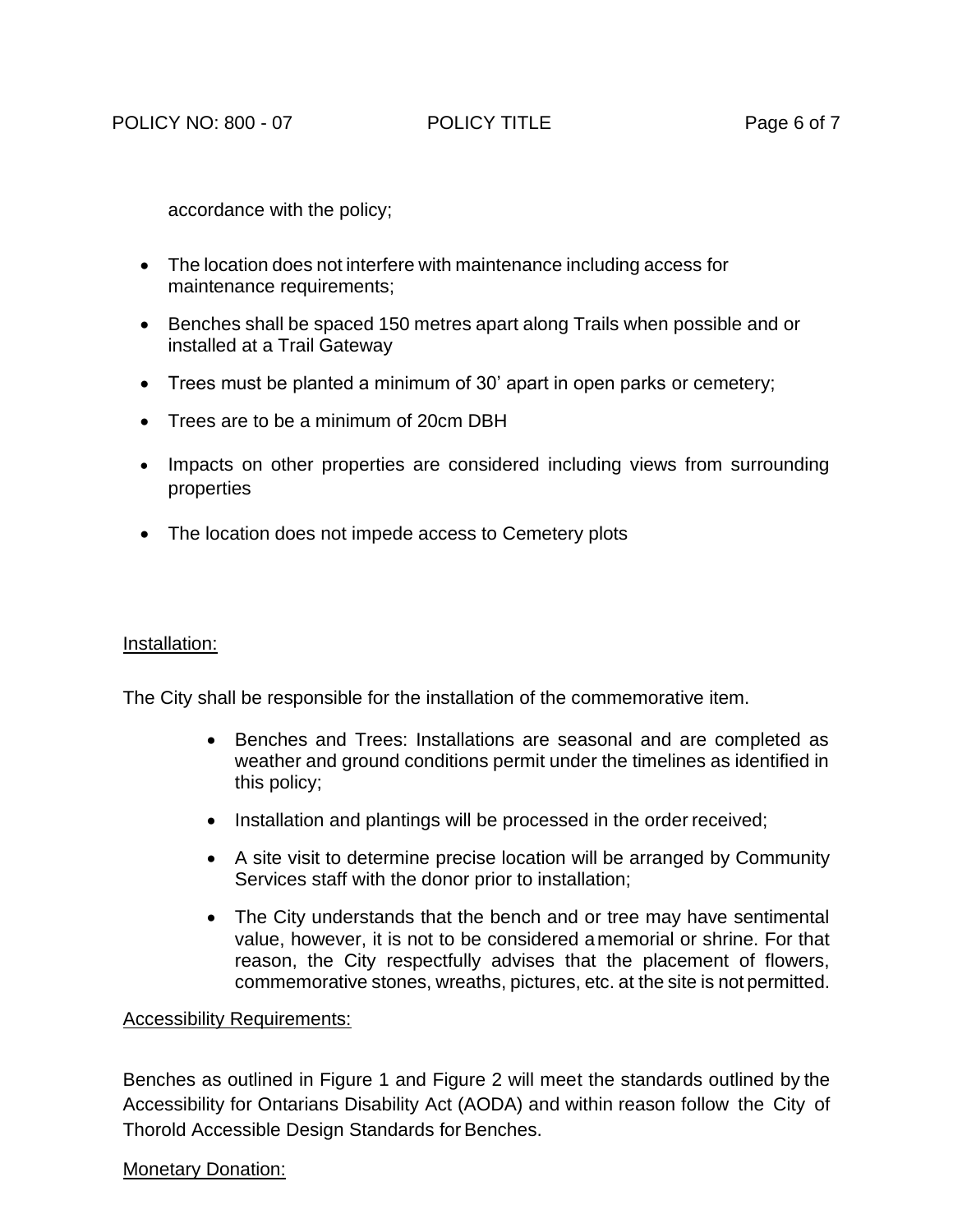accordance with the policy;

- The location does not interfere with maintenance including access for maintenance requirements;
- Benches shall be spaced 150 metres apart along Trails when possible and or installed at a Trail Gateway
- Trees must be planted a minimum of 30' apart in open parks or cemetery;
- Trees are to be a minimum of 20cm DBH
- Impacts on other properties are considered including views from surrounding properties
- The location does not impede access to Cemetery plots

Installation:

The City shall be responsible for the installation of the commemorative item.

- Benches and Trees: Installations are seasonal and are completed as weather and ground conditions permit under the timelines as identified in this policy;
- Installation and plantings will be processed in the order received;
- A site visit to determine precise location will be arranged by Community Services staff with the donor prior to installation;
- The City understands that the bench and or tree may have sentimental value, however, it is not to be considered a memorial or shrine. For that reason, the City respectfully advises that the placement of flowers, commemorative stones, wreaths, pictures, etc. at the site is not permitted.

Accessibility Requirements:

Benches as outlined in Figure 1 and Figure 2 will meet the standards outlined by the Accessibility for Ontarians Disability Act (AODA) and within reason follow the City of Thorold Accessible Design Standards for Benches.

Monetary Donation: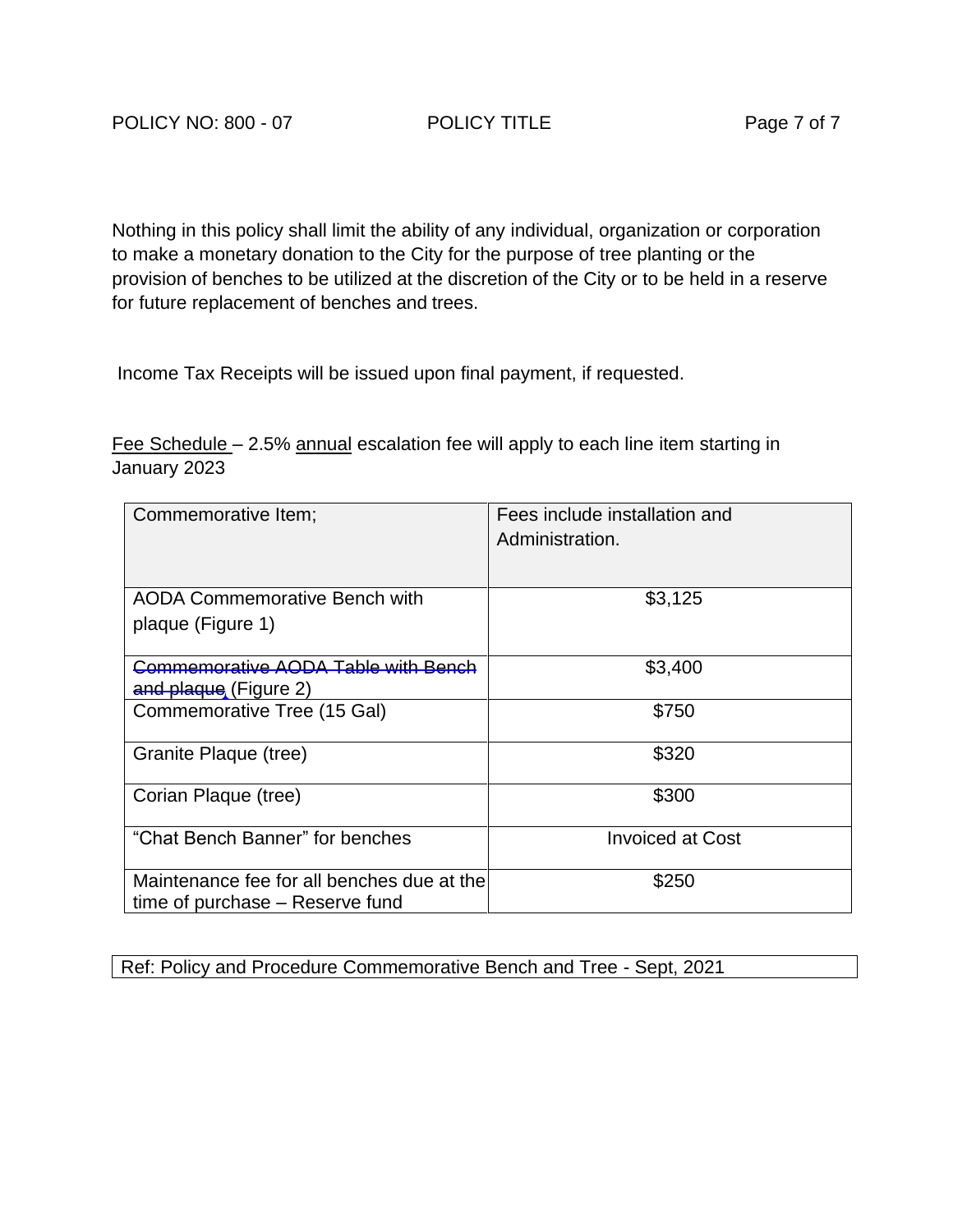Nothing in this policy shall limit the ability of any individual, organization or corporation to make a monetary donation to the City for the purpose of tree planting or the provision of benches to be utilized at the discretion of the City or to be held in a reserve for future replacement of benches and trees.

Income Tax Receipts will be issued upon final payment, if requested.

Fee Schedule – 2.5% annual escalation fee will apply to each line item starting in January 2023

| Commemorative Item; | Fees include installation and Administration. |
|---|---|
| AODA Commemorative Bench with plaque (Figure 1) | $3,125 |
| ~~Commemorative AODA Table with Bench and plaque~~ (Figure 2) | $3,400 |
| Commemorative Tree (15 Gal) | $750 |
| Granite Plaque (tree) | $320 |
| Corian Plaque (tree) | $300 |
| “Chat Bench Banner” for benches | Invoiced at Cost |
| Maintenance fee for all benches due at the time of purchase – Reserve fund | $250 |

Ref: Policy and Procedure Commemorative Bench and Tree - Sept, 2021